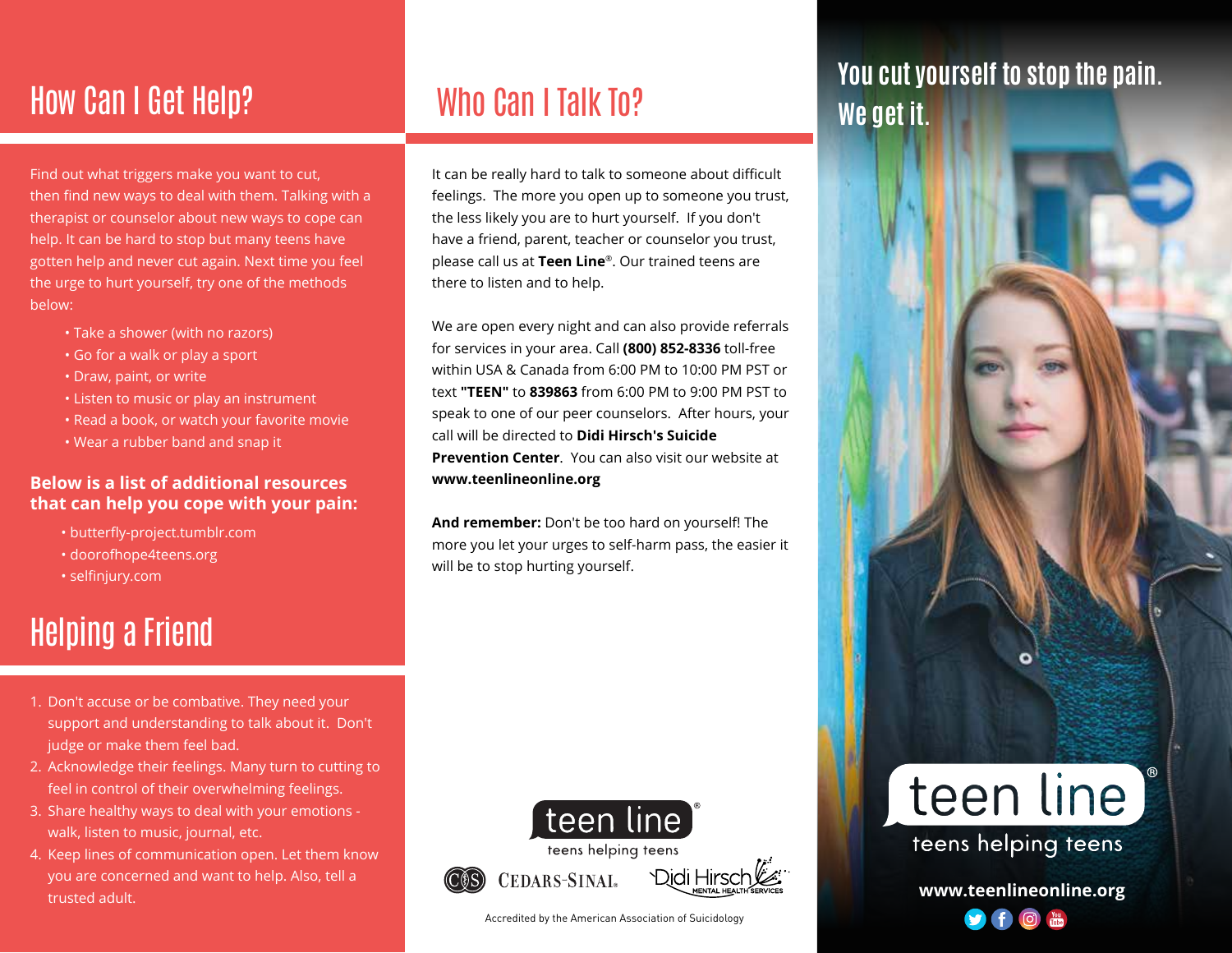## How Can I Get Help?

Find out what triggers make you want to cut, then find new ways to deal with them. Talking with a therapist or counselor about new ways to cope can help. It can be hard to stop but many teens have gotten help and never cut again. Next time you feel the urge to hurt yourself, try one of the methods below:

- Take a shower (with no razors)
- Go for a walk or play a sport
- Draw, paint, or write
- Listen to music or play an instrument
- Read a book, or watch your favorite movie
- Wear a rubber band and snap it

**Below is a list of additional resources that can help you cope with your pain:**

- butterfly-project.tumblr.com
- doorofhope4teens.org
- selfinjury.com

## Helping a Friend

1. Don't accuse or be combative. They need your support and understanding to talk about it. Don't judge or make them feel bad.
2. Acknowledge their feelings. Many turn to cutting to feel in control of their overwhelming feelings.
3. Share healthy ways to deal with your emotions - walk, listen to music, journal, etc.
4. Keep lines of communication open. Let them know you are concerned and want to help. Also, tell a trusted adult.

## Who Can I Talk To?

It can be really hard to talk to someone about difficult feelings. The more you open up to someone you trust, the less likely you are to hurt yourself. If you don't have a friend, parent, teacher or counselor you trust, please call us at **Teen Line**®. Our trained teens are there to listen and to help.

We are open every night and can also provide referrals for services in your area. Call **(800) 852-8336** toll-free within USA & Canada from 6:00 PM to 10:00 PM PST or text **"TEEN"** to **839863** from 6:00 PM to 9:00 PM PST to speak to one of our peer counselors. After hours, your call will be directed to **Didi Hirsch's Suicide Prevention Center**. You can also visit our website at **www.teenlineonline.org**

**And remember:** Don't be too hard on yourself! The more you let your urges to self-harm pass, the easier it will be to stop hurting yourself.

teen line®
teens helping teens

CEDARS-SINAI. Didi Hirsch MENTAL HEALTH SERVICES

Accredited by the American Association of Suicidology

# You cut yourself to stop the pain. We get it.

teen line®
teens helping teens

**www.teenlineonline.org**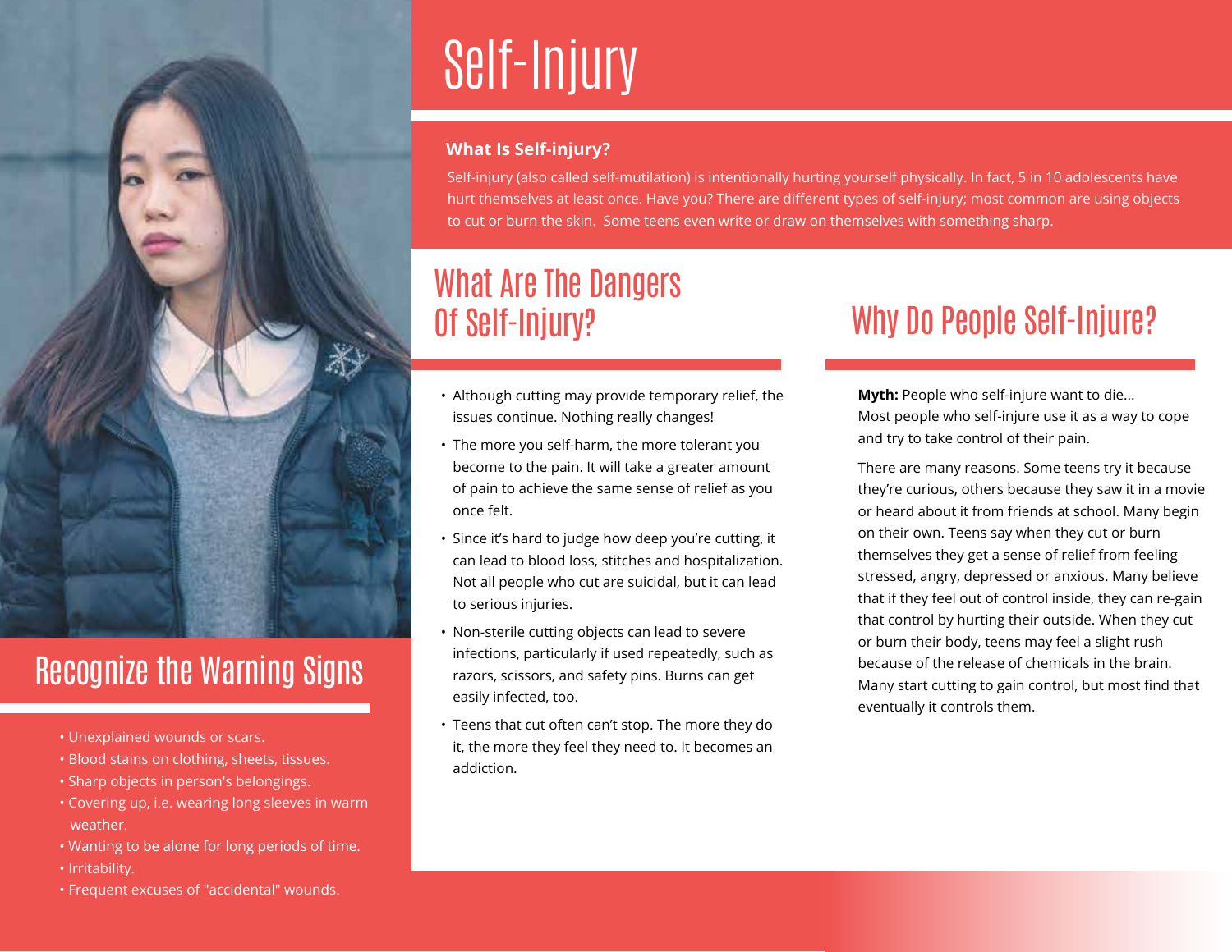# Self-Injury

### What Is Self-injury?

Self-injury (also called self-mutilation) is intentionally hurting yourself physically. In fact, 5 in 10 adolescents have hurt themselves at least once. Have you? There are different types of self-injury; most common are using objects to cut or burn the skin. Some teens even write or draw on themselves with something sharp.

## Recognize the Warning Signs

- Unexplained wounds or scars.
- Blood stains on clothing, sheets, tissues.
- Sharp objects in person's belongings.
- Covering up, i.e. wearing long sleeves in warm weather.
- Wanting to be alone for long periods of time.
- Irritability.
- Frequent excuses of "accidental" wounds.

## What Are The Dangers Of Self-Injury?

- Although cutting may provide temporary relief, the issues continue. Nothing really changes!
- The more you self-harm, the more tolerant you become to the pain. It will take a greater amount of pain to achieve the same sense of relief as you once felt.
- Since it's hard to judge how deep you're cutting, it can lead to blood loss, stitches and hospitalization. Not all people who cut are suicidal, but it can lead to serious injuries.
- Non-sterile cutting objects can lead to severe infections, particularly if used repeatedly, such as razors, scissors, and safety pins. Burns can get easily infected, too.
- Teens that cut often can't stop. The more they do it, the more they feel they need to. It becomes an addiction.

## Why Do People Self-Injure?

**Myth:** People who self-injure want to die...
Most people who self-injure use it as a way to cope and try to take control of their pain.

There are many reasons. Some teens try it because they're curious, others because they saw it in a movie or heard about it from friends at school. Many begin on their own. Teens say when they cut or burn themselves they get a sense of relief from feeling stressed, angry, depressed or anxious. Many believe that if they feel out of control inside, they can re-gain that control by hurting their outside. When they cut or burn their body, teens may feel a slight rush because of the release of chemicals in the brain. Many start cutting to gain control, but most find that eventually it controls them.